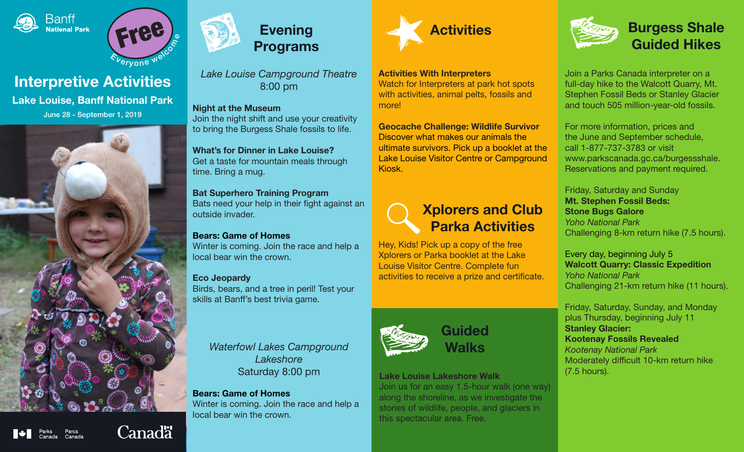Banff
**National Park**

**Free**
Everyone welcome

# Interpretive Activities

## Lake Louise, Banff National Park

June 28 - September 1, 2019

## Evening Programs

*Lake Louise Campground Theatre*
8:00 pm

**Night at the Museum**
Join the night shift and use your creativity to bring the Burgess Shale fossils to life.

**What's for Dinner in Lake Louise?**
Get a taste for mountain meals through time. Bring a mug.

**Bat Superhero Training Program**
Bats need your help in their fight against an outside invader.

**Bears: Game of Homes**
Winter is coming. Join the race and help a local bear win the crown.

**Eco Jeopardy**
Birds, bears, and a tree in peril! Test your skills at Banff's best trivia game.

*Waterfowl Lakes Campground Lakeshore*
Saturday 8:00 pm

**Bears: Game of Homes**
Winter is coming. Join the race and help a local bear win the crown.

## Activities

**Activities With Interpreters**
Watch for Interpreters at park hot spots with activities, animal pelts, fossils and more!

**Geocache Challenge: Wildlife Survivor**
Discover what makes our animals the ultimate survivors. Pick up a booklet at the Lake Louise Visitor Centre or Campground Kiosk.

## Xplorers and Club Parka Activities

Hey, Kids! Pick up a copy of the free Xplorers or Parka booklet at the Lake Louise Visitor Centre. Complete fun activities to receive a prize and certificate.

## Guided Walks

**Lake Louise Lakeshore Walk**
Join us for an easy 1.5-hour walk (one way) along the shoreline, as we investigate the stories of wildlife, people, and glaciers in this spectacular area. Free.

## Burgess Shale Guided Hikes

Join a Parks Canada interpreter on a full-day hike to the Walcott Quarry, Mt. Stephen Fossil Beds or Stanley Glacier and touch 505 million-year-old fossils.

For more information, prices and the June and September schedule, call 1-877-737-3783 or visit www.parkscanada.gc.ca/burgessshale. Reservations and payment required.

Friday, Saturday and Sunday
**Mt. Stephen Fossil Beds:**
**Stone Bugs Galore**
*Yoho National Park*
Challenging 8-km return hike (7.5 hours).

Every day, beginning July 5
**Walcott Quarry: Classic Expedition**
*Yoho National Park*
Challenging 21-km return hike (11 hours).

Friday, Saturday, Sunday, and Monday plus Thursday, beginning July 11
**Stanley Glacier:**
**Kootenay Fossils Revealed**
*Kootenay National Park*
Moderately difficult 10-km return hike (7.5 hours).

Parks Canada Parcs Canada

Canada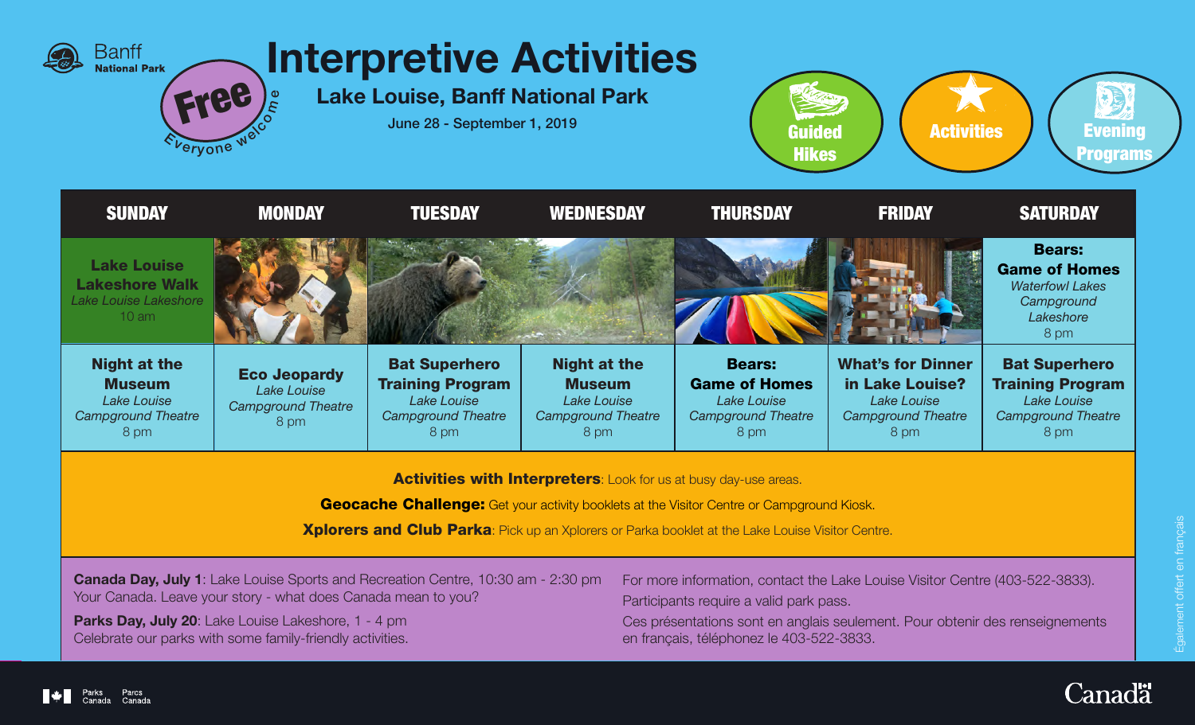Banff National Park

# Interpretive Activities

**Free** — Everyone welcome

## Lake Louise, Banff National Park

June 28 - September 1, 2019

Guided Hikes | Activities | Evening Programs

| SUNDAY | MONDAY | TUESDAY | WEDNESDAY | THURSDAY | FRIDAY | SATURDAY |
|---|---|---|---|---|---|---|
| **Lake Louise Lakeshore Walk** *Lake Louise Lakeshore* 10 am | | | | | | **Bears: Game of Homes** *Waterfowl Lakes Campground Lakeshore* 8 pm |
| **Night at the Museum** *Lake Louise Campground Theatre* 8 pm | **Eco Jeopardy** *Lake Louise Campground Theatre* 8 pm | **Bat Superhero Training Program** *Lake Louise Campground Theatre* 8 pm | **Night at the Museum** *Lake Louise Campground Theatre* 8 pm | **Bears: Game of Homes** *Lake Louise Campground Theatre* 8 pm | **What's for Dinner in Lake Louise?** *Lake Louise Campground Theatre* 8 pm | **Bat Superhero Training Program** *Lake Louise Campground Theatre* 8 pm |

**Activities with Interpreters**: Look for us at busy day-use areas.

**Geocache Challenge:** Get your activity booklets at the Visitor Centre or Campground Kiosk.

**Xplorers and Club Parka**: Pick up an Xplorers or Parka booklet at the Lake Louise Visitor Centre.

**Canada Day, July 1**: Lake Louise Sports and Recreation Centre, 10:30 am - 2:30 pm
Your Canada. Leave your story - what does Canada mean to you?

**Parks Day, July 20**: Lake Louise Lakeshore, 1 - 4 pm
Celebrate our parks with some family-friendly activities.

For more information, contact the Lake Louise Visitor Centre (403-522-3833).

Participants require a valid park pass.

Ces présentations sont en anglais seulement. Pour obtenir des renseignements en français, téléphonez le 403-522-3833.

Également offert en français

Parks Canada Parcs Canada

Canada